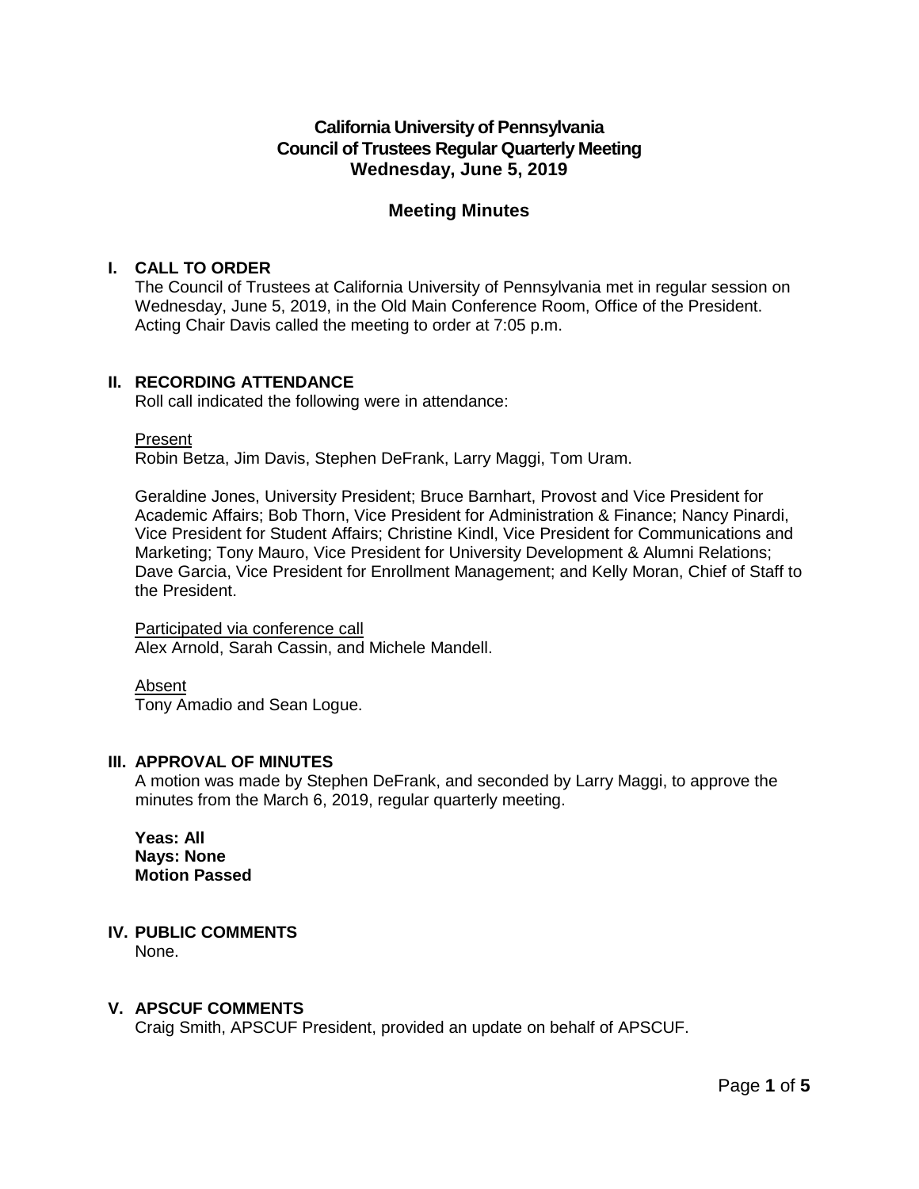# California University of Pennsylvania
# Council of Trustees Regular Quarterly Meeting
# Wednesday, June 5, 2019

## Meeting Minutes

### I. CALL TO ORDER

The Council of Trustees at California University of Pennsylvania met in regular session on Wednesday, June 5, 2019, in the Old Main Conference Room, Office of the President. Acting Chair Davis called the meeting to order at 7:05 p.m.

### II. RECORDING ATTENDANCE

Roll call indicated the following were in attendance:

Present

Robin Betza, Jim Davis, Stephen DeFrank, Larry Maggi, Tom Uram.

Geraldine Jones, University President; Bruce Barnhart, Provost and Vice President for Academic Affairs; Bob Thorn, Vice President for Administration & Finance; Nancy Pinardi, Vice President for Student Affairs; Christine Kindl, Vice President for Communications and Marketing; Tony Mauro, Vice President for University Development & Alumni Relations; Dave Garcia, Vice President for Enrollment Management; and Kelly Moran, Chief of Staff to the President.

Participated via conference call

Alex Arnold, Sarah Cassin, and Michele Mandell.

Absent

Tony Amadio and Sean Logue.

### III. APPROVAL OF MINUTES

A motion was made by Stephen DeFrank, and seconded by Larry Maggi, to approve the minutes from the March 6, 2019, regular quarterly meeting.

**Yeas: All**
**Nays: None**
**Motion Passed**

### IV. PUBLIC COMMENTS

None.

### V. APSCUF COMMENTS

Craig Smith, APSCUF President, provided an update on behalf of APSCUF.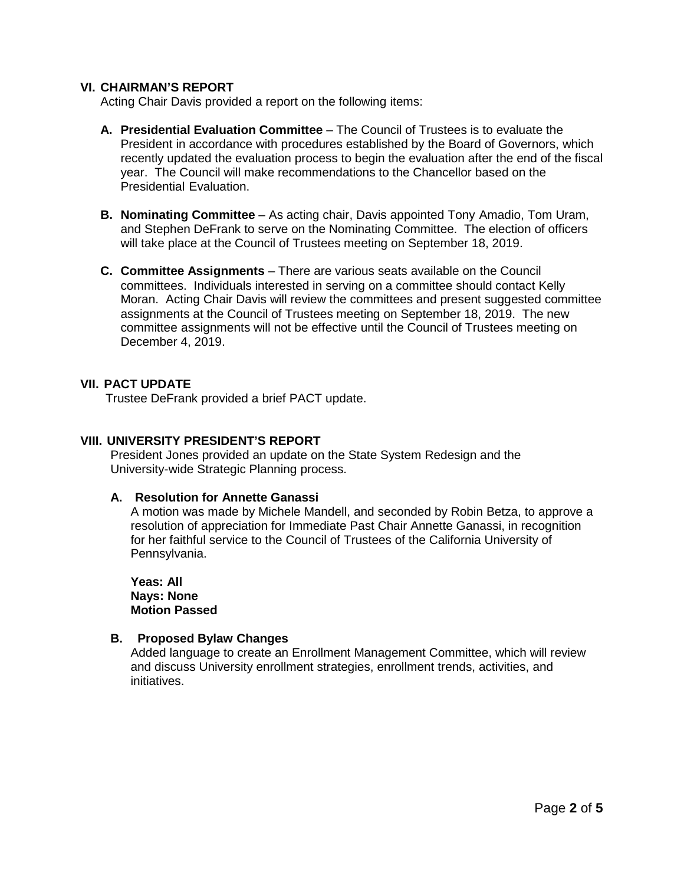## VI. CHAIRMAN'S REPORT

Acting Chair Davis provided a report on the following items:

**A. Presidential Evaluation Committee** – The Council of Trustees is to evaluate the President in accordance with procedures established by the Board of Governors, which recently updated the evaluation process to begin the evaluation after the end of the fiscal year. The Council will make recommendations to the Chancellor based on the Presidential Evaluation.

**B. Nominating Committee** – As acting chair, Davis appointed Tony Amadio, Tom Uram, and Stephen DeFrank to serve on the Nominating Committee. The election of officers will take place at the Council of Trustees meeting on September 18, 2019.

**C. Committee Assignments** – There are various seats available on the Council committees. Individuals interested in serving on a committee should contact Kelly Moran. Acting Chair Davis will review the committees and present suggested committee assignments at the Council of Trustees meeting on September 18, 2019. The new committee assignments will not be effective until the Council of Trustees meeting on December 4, 2019.

## VII. PACT UPDATE

Trustee DeFrank provided a brief PACT update.

## VIII. UNIVERSITY PRESIDENT'S REPORT

President Jones provided an update on the State System Redesign and the University-wide Strategic Planning process.

### A. Resolution for Annette Ganassi

A motion was made by Michele Mandell, and seconded by Robin Betza, to approve a resolution of appreciation for Immediate Past Chair Annette Ganassi, in recognition for her faithful service to the Council of Trustees of the California University of Pennsylvania.

**Yeas: All**
**Nays: None**
**Motion Passed**

### B. Proposed Bylaw Changes

Added language to create an Enrollment Management Committee, which will review and discuss University enrollment strategies, enrollment trends, activities, and initiatives.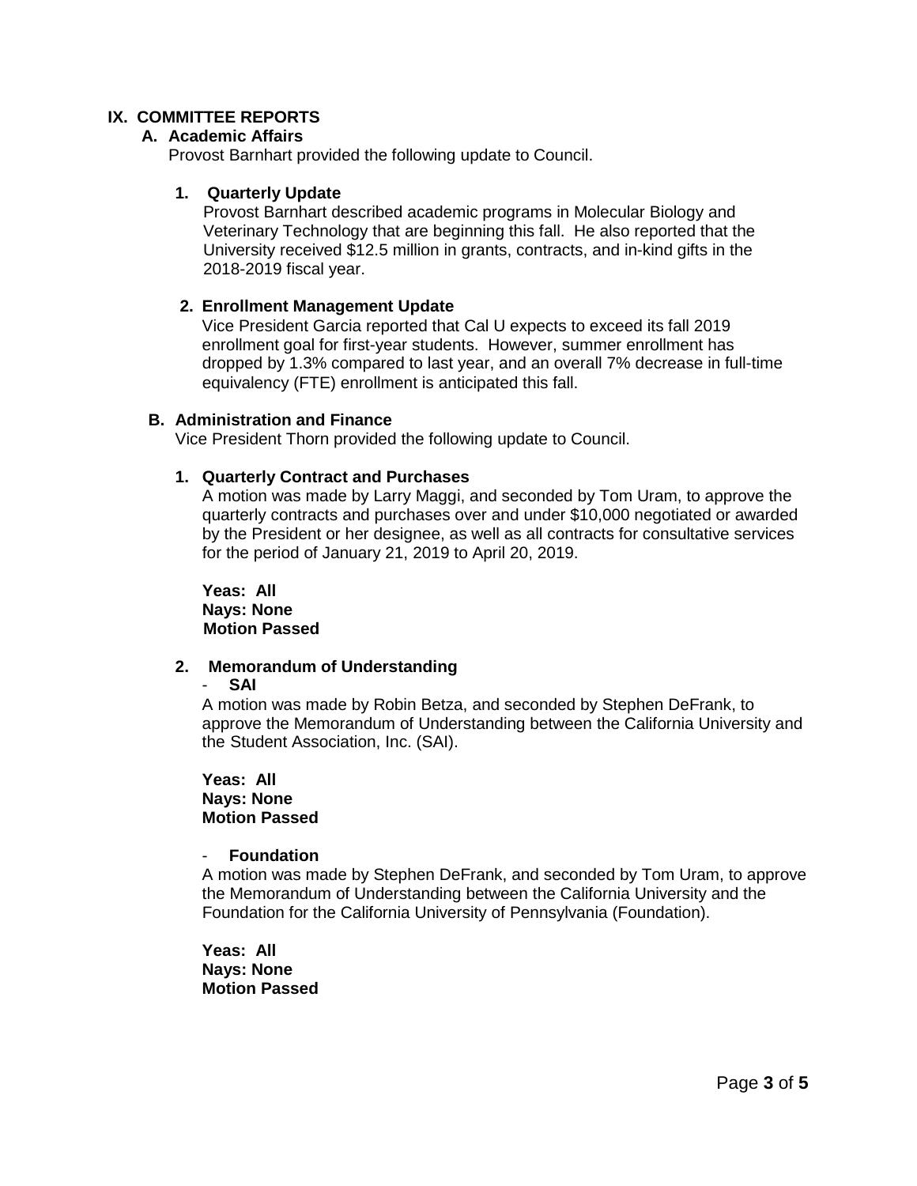## IX. COMMITTEE REPORTS

### A. Academic Affairs

Provost Barnhart provided the following update to Council.

#### 1. Quarterly Update

Provost Barnhart described academic programs in Molecular Biology and Veterinary Technology that are beginning this fall. He also reported that the University received $12.5 million in grants, contracts, and in-kind gifts in the 2018-2019 fiscal year.

#### 2. Enrollment Management Update

Vice President Garcia reported that Cal U expects to exceed its fall 2019 enrollment goal for first-year students. However, summer enrollment has dropped by 1.3% compared to last year, and an overall 7% decrease in full-time equivalency (FTE) enrollment is anticipated this fall.

### B. Administration and Finance

Vice President Thorn provided the following update to Council.

#### 1. Quarterly Contract and Purchases

A motion was made by Larry Maggi, and seconded by Tom Uram, to approve the quarterly contracts and purchases over and under $10,000 negotiated or awarded by the President or her designee, as well as all contracts for consultative services for the period of January 21, 2019 to April 20, 2019.

**Yeas: All**
**Nays: None**
**Motion Passed**

#### 2. Memorandum of Understanding

- **SAI**

A motion was made by Robin Betza, and seconded by Stephen DeFrank, to approve the Memorandum of Understanding between the California University and the Student Association, Inc. (SAI).

**Yeas: All**
**Nays: None**
**Motion Passed**

- **Foundation**

A motion was made by Stephen DeFrank, and seconded by Tom Uram, to approve the Memorandum of Understanding between the California University and the Foundation for the California University of Pennsylvania (Foundation).

**Yeas: All**
**Nays: None**
**Motion Passed**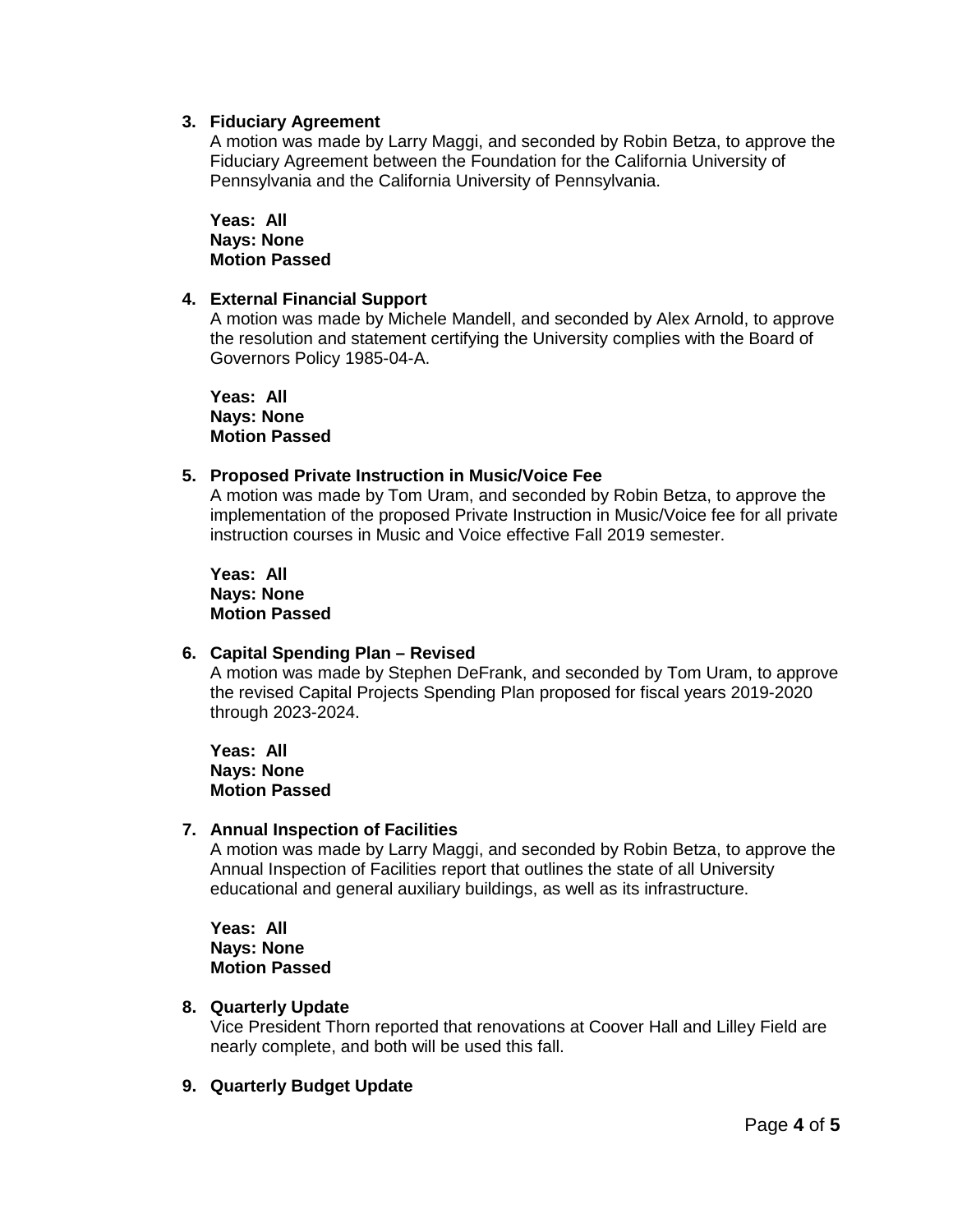3. **Fiduciary Agreement**

   A motion was made by Larry Maggi, and seconded by Robin Betza, to approve the Fiduciary Agreement between the Foundation for the California University of Pennsylvania and the California University of Pennsylvania.

   **Yeas: All**
   **Nays: None**
   **Motion Passed**

4. **External Financial Support**

   A motion was made by Michele Mandell, and seconded by Alex Arnold, to approve the resolution and statement certifying the University complies with the Board of Governors Policy 1985-04-A.

   **Yeas: All**
   **Nays: None**
   **Motion Passed**

5. **Proposed Private Instruction in Music/Voice Fee**

   A motion was made by Tom Uram, and seconded by Robin Betza, to approve the implementation of the proposed Private Instruction in Music/Voice fee for all private instruction courses in Music and Voice effective Fall 2019 semester.

   **Yeas: All**
   **Nays: None**
   **Motion Passed**

6. **Capital Spending Plan – Revised**

   A motion was made by Stephen DeFrank, and seconded by Tom Uram, to approve the revised Capital Projects Spending Plan proposed for fiscal years 2019-2020 through 2023-2024.

   **Yeas: All**
   **Nays: None**
   **Motion Passed**

7. **Annual Inspection of Facilities**

   A motion was made by Larry Maggi, and seconded by Robin Betza, to approve the Annual Inspection of Facilities report that outlines the state of all University educational and general auxiliary buildings, as well as its infrastructure.

   **Yeas: All**
   **Nays: None**
   **Motion Passed**

8. **Quarterly Update**

   Vice President Thorn reported that renovations at Coover Hall and Lilley Field are nearly complete, and both will be used this fall.

9. **Quarterly Budget Update**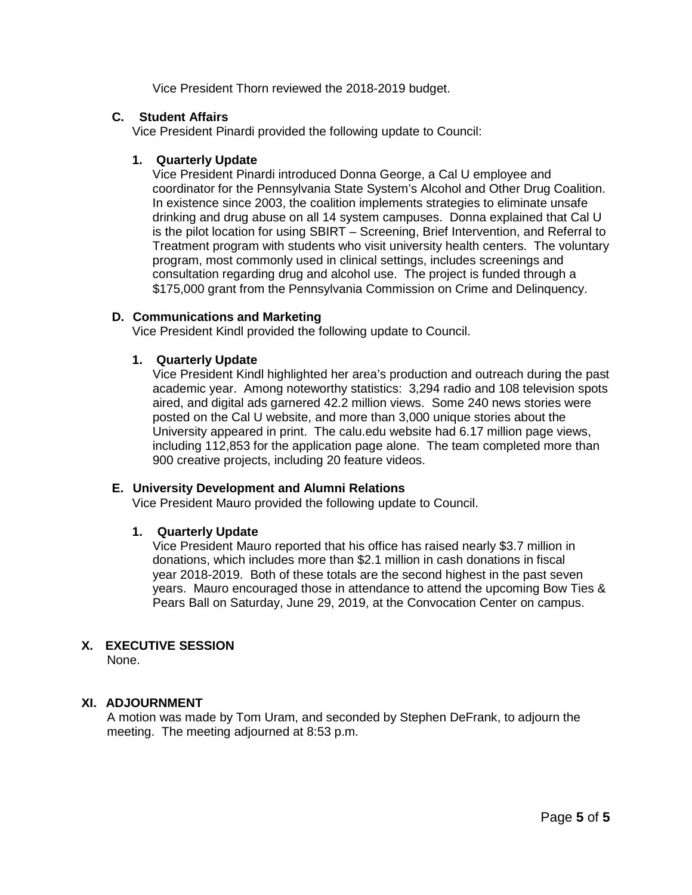Vice President Thorn reviewed the 2018-2019 budget.

### C. Student Affairs

Vice President Pinardi provided the following update to Council:

#### 1. Quarterly Update

Vice President Pinardi introduced Donna George, a Cal U employee and coordinator for the Pennsylvania State System's Alcohol and Other Drug Coalition. In existence since 2003, the coalition implements strategies to eliminate unsafe drinking and drug abuse on all 14 system campuses. Donna explained that Cal U is the pilot location for using SBIRT – Screening, Brief Intervention, and Referral to Treatment program with students who visit university health centers. The voluntary program, most commonly used in clinical settings, includes screenings and consultation regarding drug and alcohol use. The project is funded through a $175,000 grant from the Pennsylvania Commission on Crime and Delinquency.

### D. Communications and Marketing

Vice President Kindl provided the following update to Council.

#### 1. Quarterly Update

Vice President Kindl highlighted her area's production and outreach during the past academic year. Among noteworthy statistics: 3,294 radio and 108 television spots aired, and digital ads garnered 42.2 million views. Some 240 news stories were posted on the Cal U website, and more than 3,000 unique stories about the University appeared in print. The calu.edu website had 6.17 million page views, including 112,853 for the application page alone. The team completed more than 900 creative projects, including 20 feature videos.

### E. University Development and Alumni Relations

Vice President Mauro provided the following update to Council.

#### 1. Quarterly Update

Vice President Mauro reported that his office has raised nearly $3.7 million in donations, which includes more than $2.1 million in cash donations in fiscal year 2018-2019. Both of these totals are the second highest in the past seven years. Mauro encouraged those in attendance to attend the upcoming Bow Ties & Pears Ball on Saturday, June 29, 2019, at the Convocation Center on campus.

## X. EXECUTIVE SESSION

None.

## XI. ADJOURNMENT

A motion was made by Tom Uram, and seconded by Stephen DeFrank, to adjourn the meeting. The meeting adjourned at 8:53 p.m.